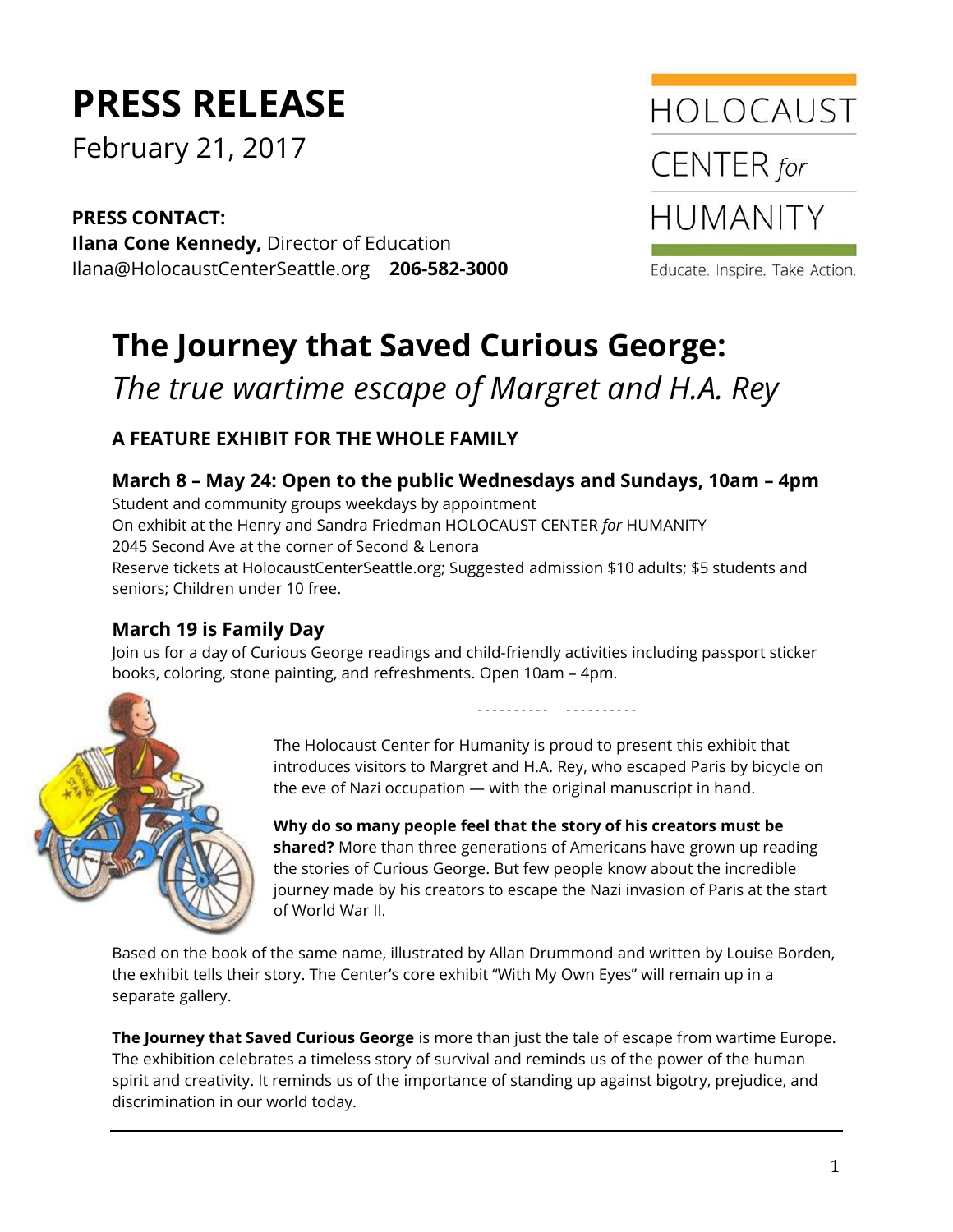# PRESS RELEASE

February 21, 2017

**PRESS CONTACT:**
**Ilana Cone Kennedy,** Director of Education
Ilana@HolocaustCenterSeattle.org **206-582-3000**

HOLOCAUST CENTER *for* HUMANITY
Educate. Inspire. Take Action.

## The Journey that Saved Curious George:
## *The true wartime escape of Margret and H.A. Rey*

### A FEATURE EXHIBIT FOR THE WHOLE FAMILY

### March 8 – May 24: Open to the public Wednesdays and Sundays, 10am – 4pm

Student and community groups weekdays by appointment
On exhibit at the Henry and Sandra Friedman HOLOCAUST CENTER *for* HUMANITY
2045 Second Ave at the corner of Second & Lenora
Reserve tickets at HolocaustCenterSeattle.org; Suggested admission $10 adults; $5 students and seniors; Children under 10 free.

### March 19 is Family Day

Join us for a day of Curious George readings and child-friendly activities including passport sticker books, coloring, stone painting, and refreshments. Open 10am – 4pm.

---------- ----------

The Holocaust Center for Humanity is proud to present this exhibit that introduces visitors to Margret and H.A. Rey, who escaped Paris by bicycle on the eve of Nazi occupation — with the original manuscript in hand.

**Why do so many people feel that the story of his creators must be shared?** More than three generations of Americans have grown up reading the stories of Curious George. But few people know about the incredible journey made by his creators to escape the Nazi invasion of Paris at the start of World War II.

Based on the book of the same name, illustrated by Allan Drummond and written by Louise Borden, the exhibit tells their story. The Center's core exhibit "With My Own Eyes" will remain up in a separate gallery.

**The Journey that Saved Curious George** is more than just the tale of escape from wartime Europe. The exhibition celebrates a timeless story of survival and reminds us of the power of the human spirit and creativity. It reminds us of the importance of standing up against bigotry, prejudice, and discrimination in our world today.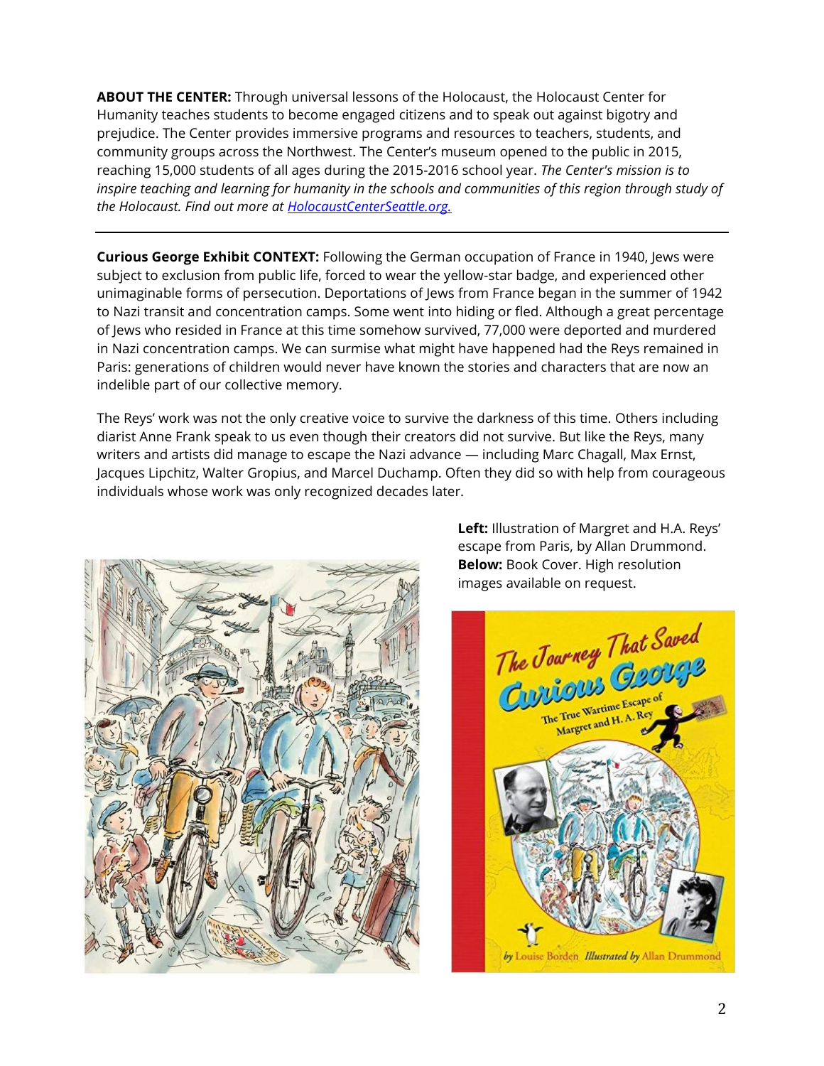**ABOUT THE CENTER:** Through universal lessons of the Holocaust, the Holocaust Center for Humanity teaches students to become engaged citizens and to speak out against bigotry and prejudice. The Center provides immersive programs and resources to teachers, students, and community groups across the Northwest. The Center's museum opened to the public in 2015, reaching 15,000 students of all ages during the 2015-2016 school year. *The Center's mission is to inspire teaching and learning for humanity in the schools and communities of this region through study of the Holocaust. Find out more at [HolocaustCenterSeattle.org.](http://HolocaustCenterSeattle.org)*

---

**Curious George Exhibit CONTEXT:** Following the German occupation of France in 1940, Jews were subject to exclusion from public life, forced to wear the yellow-star badge, and experienced other unimaginable forms of persecution. Deportations of Jews from France began in the summer of 1942 to Nazi transit and concentration camps. Some went into hiding or fled. Although a great percentage of Jews who resided in France at this time somehow survived, 77,000 were deported and murdered in Nazi concentration camps. We can surmise what might have happened had the Reys remained in Paris: generations of children would never have known the stories and characters that are now an indelible part of our collective memory.

The Reys' work was not the only creative voice to survive the darkness of this time. Others including diarist Anne Frank speak to us even though their creators did not survive. But like the Reys, many writers and artists did manage to escape the Nazi advance — including Marc Chagall, Max Ernst, Jacques Lipchitz, Walter Gropius, and Marcel Duchamp. Often they did so with help from courageous individuals whose work was only recognized decades later.

**Left:** Illustration of Margret and H.A. Reys' escape from Paris, by Allan Drummond. **Below:** Book Cover. High resolution images available on request.